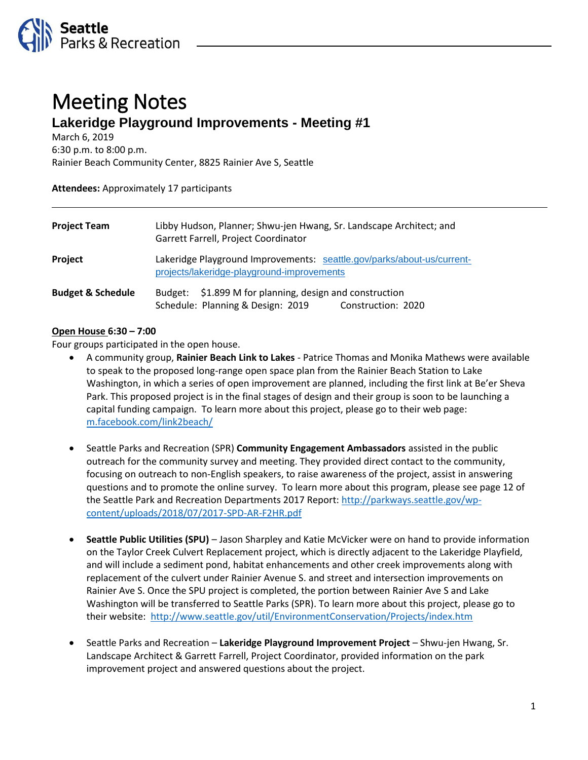Seattle Parks & Recreation

# Meeting Notes

## Lakeridge Playground Improvements - Meeting #1

March 6, 2019
6:30 p.m. to 8:00 p.m.
Rainier Beach Community Center, 8825 Rainier Ave S, Seattle

**Attendees:** Approximately 17 participants

| | |
|---|---|
| **Project Team** | Libby Hudson, Planner; Shwu-jen Hwang, Sr. Landscape Architect; and Garrett Farrell, Project Coordinator |
| **Project** | Lakeridge Playground Improvements: seattle.gov/parks/about-us/current-projects/lakeridge-playground-improvements |
| **Budget & Schedule** | Budget: $1.899 M for planning, design and construction<br>Schedule: Planning & Design: 2019 Construction: 2020 |

**Open House 6:30 – 7:00**

Four groups participated in the open house.

- A community group, **Rainier Beach Link to Lakes** - Patrice Thomas and Monika Mathews were available to speak to the proposed long-range open space plan from the Rainier Beach Station to Lake Washington, in which a series of open improvement are planned, including the first link at Be'er Sheva Park. This proposed project is in the final stages of design and their group is soon to be launching a capital funding campaign. To learn more about this project, please go to their web page: m.facebook.com/link2beach/

- Seattle Parks and Recreation (SPR) **Community Engagement Ambassadors** assisted in the public outreach for the community survey and meeting. They provided direct contact to the community, focusing on outreach to non-English speakers, to raise awareness of the project, assist in answering questions and to promote the online survey. To learn more about this program, please see page 12 of the Seattle Park and Recreation Departments 2017 Report: http://parkways.seattle.gov/wp-content/uploads/2018/07/2017-SPD-AR-F2HR.pdf

- **Seattle Public Utilities (SPU)** – Jason Sharpley and Katie McVicker were on hand to provide information on the Taylor Creek Culvert Replacement project, which is directly adjacent to the Lakeridge Playfield, and will include a sediment pond, habitat enhancements and other creek improvements along with replacement of the culvert under Rainier Avenue S. and street and intersection improvements on Rainier Ave S. Once the SPU project is completed, the portion between Rainier Ave S and Lake Washington will be transferred to Seattle Parks (SPR). To learn more about this project, please go to their website: http://www.seattle.gov/util/EnvironmentConservation/Projects/index.htm

- Seattle Parks and Recreation – **Lakeridge Playground Improvement Project** – Shwu-jen Hwang, Sr. Landscape Architect & Garrett Farrell, Project Coordinator, provided information on the park improvement project and answered questions about the project.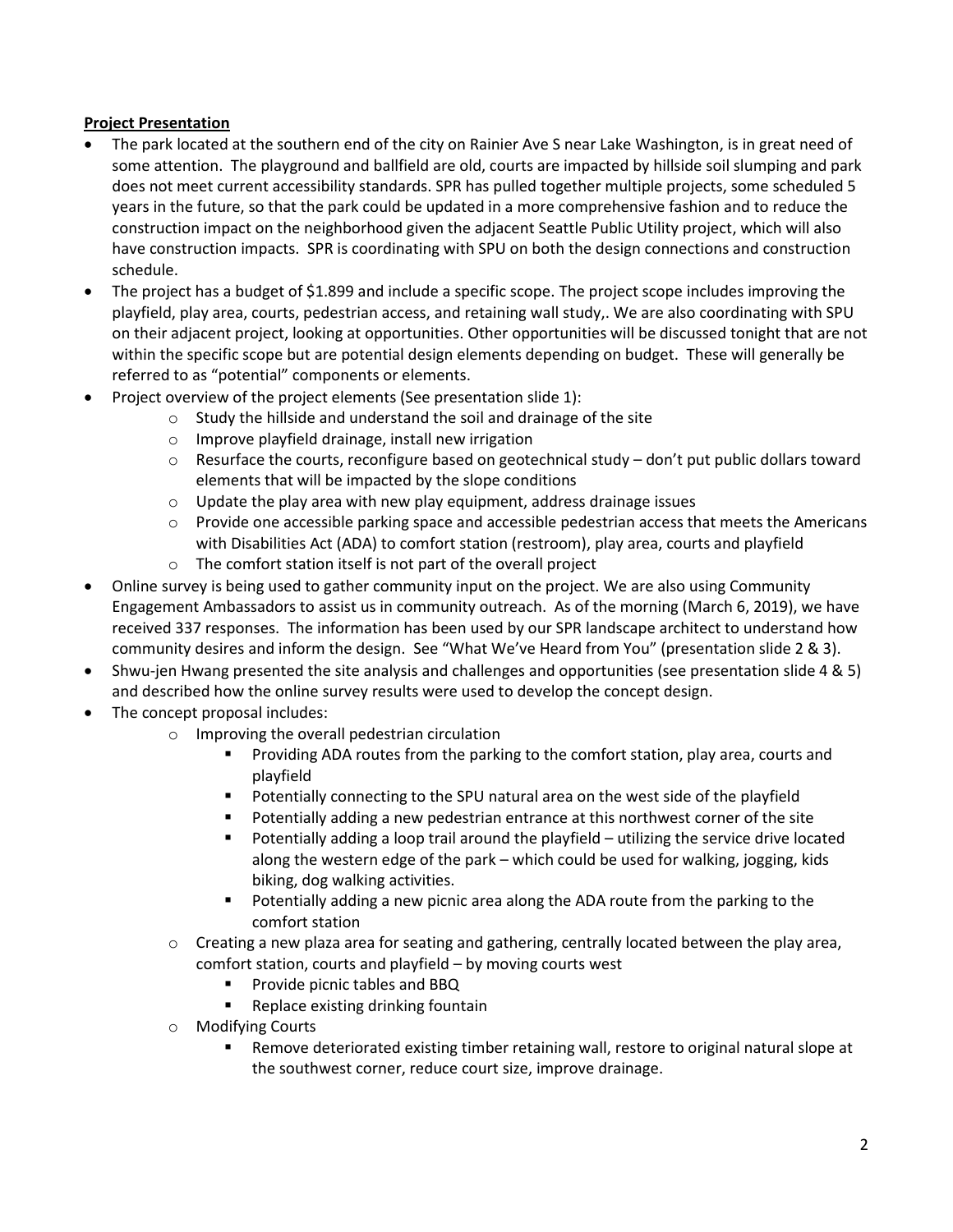**Project Presentation**

- The park located at the southern end of the city on Rainier Ave S near Lake Washington, is in great need of some attention. The playground and ballfield are old, courts are impacted by hillside soil slumping and park does not meet current accessibility standards. SPR has pulled together multiple projects, some scheduled 5 years in the future, so that the park could be updated in a more comprehensive fashion and to reduce the construction impact on the neighborhood given the adjacent Seattle Public Utility project, which will also have construction impacts. SPR is coordinating with SPU on both the design connections and construction schedule.
- The project has a budget of $1.899 and include a specific scope. The project scope includes improving the playfield, play area, courts, pedestrian access, and retaining wall study,. We are also coordinating with SPU on their adjacent project, looking at opportunities. Other opportunities will be discussed tonight that are not within the specific scope but are potential design elements depending on budget. These will generally be referred to as "potential" components or elements.
- Project overview of the project elements (See presentation slide 1):
  - Study the hillside and understand the soil and drainage of the site
  - Improve playfield drainage, install new irrigation
  - Resurface the courts, reconfigure based on geotechnical study – don't put public dollars toward elements that will be impacted by the slope conditions
  - Update the play area with new play equipment, address drainage issues
  - Provide one accessible parking space and accessible pedestrian access that meets the Americans with Disabilities Act (ADA) to comfort station (restroom), play area, courts and playfield
  - The comfort station itself is not part of the overall project
- Online survey is being used to gather community input on the project. We are also using Community Engagement Ambassadors to assist us in community outreach. As of the morning (March 6, 2019), we have received 337 responses. The information has been used by our SPR landscape architect to understand how community desires and inform the design. See "What We've Heard from You" (presentation slide 2 & 3).
- Shwu-jen Hwang presented the site analysis and challenges and opportunities (see presentation slide 4 & 5) and described how the online survey results were used to develop the concept design.
- The concept proposal includes:
  - Improving the overall pedestrian circulation
    - Providing ADA routes from the parking to the comfort station, play area, courts and playfield
    - Potentially connecting to the SPU natural area on the west side of the playfield
    - Potentially adding a new pedestrian entrance at this northwest corner of the site
    - Potentially adding a loop trail around the playfield – utilizing the service drive located along the western edge of the park – which could be used for walking, jogging, kids biking, dog walking activities.
    - Potentially adding a new picnic area along the ADA route from the parking to the comfort station
  - Creating a new plaza area for seating and gathering, centrally located between the play area, comfort station, courts and playfield – by moving courts west
    - Provide picnic tables and BBQ
    - Replace existing drinking fountain
  - Modifying Courts
    - Remove deteriorated existing timber retaining wall, restore to original natural slope at the southwest corner, reduce court size, improve drainage.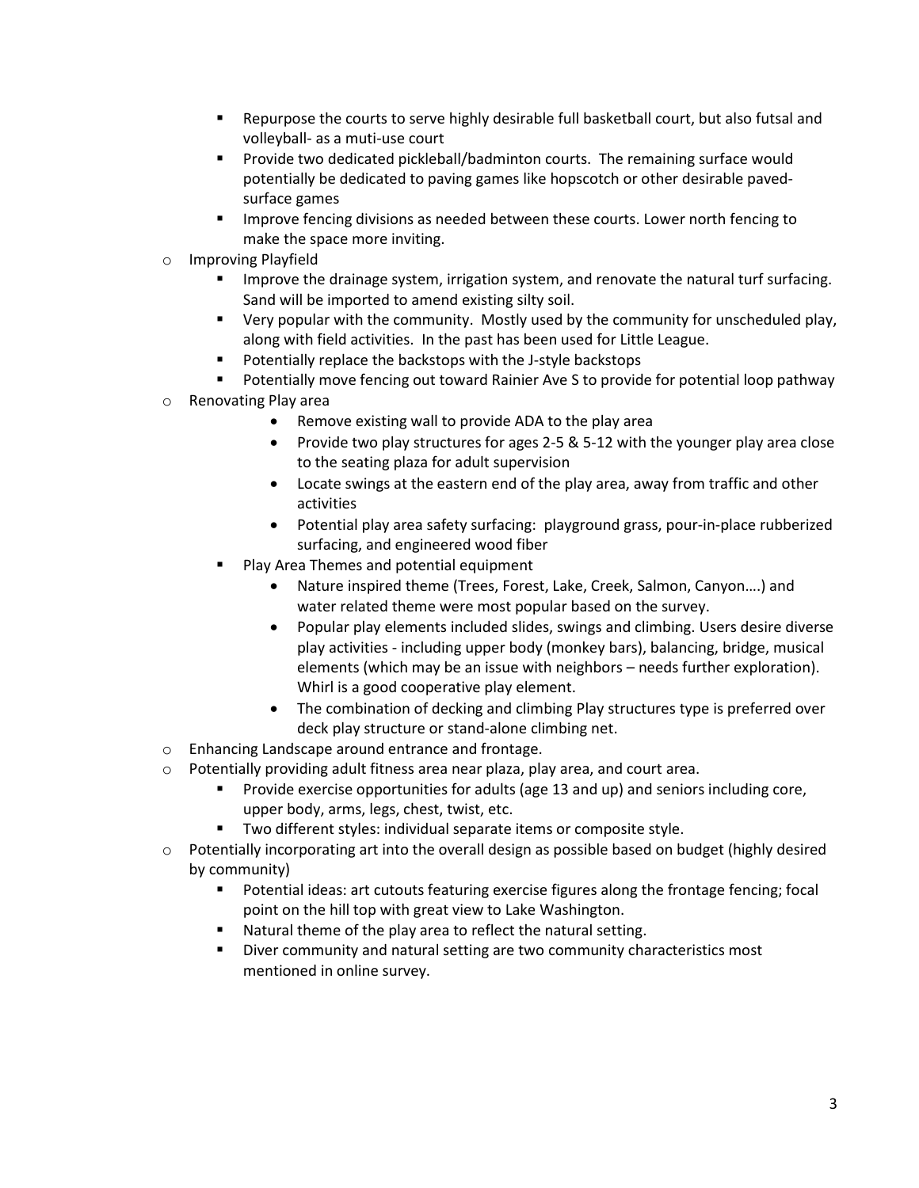- Repurpose the courts to serve highly desirable full basketball court, but also futsal and volleyball- as a muti-use court
    - Provide two dedicated pickleball/badminton courts. The remaining surface would potentially be dedicated to paving games like hopscotch or other desirable paved-surface games
    - Improve fencing divisions as needed between these courts. Lower north fencing to make the space more inviting.
- Improving Playfield
    - Improve the drainage system, irrigation system, and renovate the natural turf surfacing. Sand will be imported to amend existing silty soil.
    - Very popular with the community. Mostly used by the community for unscheduled play, along with field activities. In the past has been used for Little League.
    - Potentially replace the backstops with the J-style backstops
    - Potentially move fencing out toward Rainier Ave S to provide for potential loop pathway
- Renovating Play area
    - Remove existing wall to provide ADA to the play area
    - Provide two play structures for ages 2-5 & 5-12 with the younger play area close to the seating plaza for adult supervision
    - Locate swings at the eastern end of the play area, away from traffic and other activities
    - Potential play area safety surfacing: playground grass, pour-in-place rubberized surfacing, and engineered wood fiber
    - Play Area Themes and potential equipment
        - Nature inspired theme (Trees, Forest, Lake, Creek, Salmon, Canyon….) and water related theme were most popular based on the survey.
        - Popular play elements included slides, swings and climbing. Users desire diverse play activities - including upper body (monkey bars), balancing, bridge, musical elements (which may be an issue with neighbors – needs further exploration). Whirl is a good cooperative play element.
        - The combination of decking and climbing Play structures type is preferred over deck play structure or stand-alone climbing net.
- Enhancing Landscape around entrance and frontage.
- Potentially providing adult fitness area near plaza, play area, and court area.
    - Provide exercise opportunities for adults (age 13 and up) and seniors including core, upper body, arms, legs, chest, twist, etc.
    - Two different styles: individual separate items or composite style.
- Potentially incorporating art into the overall design as possible based on budget (highly desired by community)
    - Potential ideas: art cutouts featuring exercise figures along the frontage fencing; focal point on the hill top with great view to Lake Washington.
    - Natural theme of the play area to reflect the natural setting.
    - Diver community and natural setting are two community characteristics most mentioned in online survey.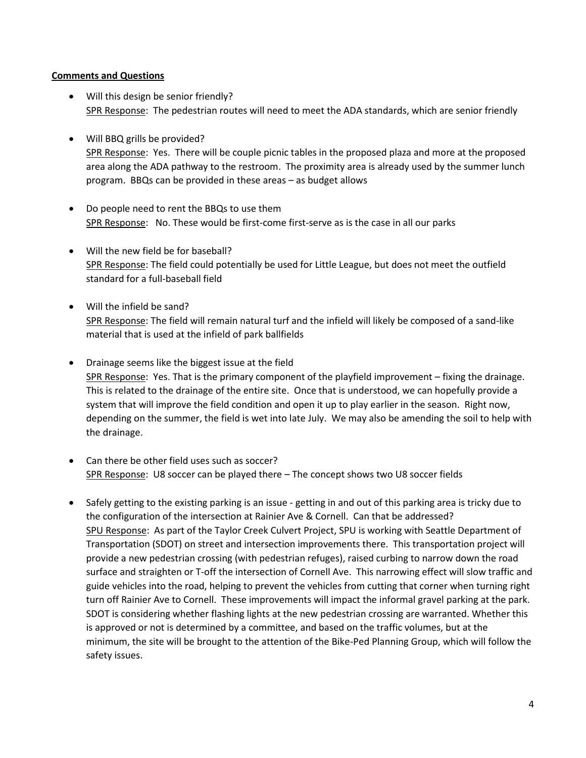**Comments and Questions**

- Will this design be senior friendly?
  SPR Response: The pedestrian routes will need to meet the ADA standards, which are senior friendly

- Will BBQ grills be provided?
  SPR Response: Yes. There will be couple picnic tables in the proposed plaza and more at the proposed area along the ADA pathway to the restroom. The proximity area is already used by the summer lunch program. BBQs can be provided in these areas – as budget allows

- Do people need to rent the BBQs to use them
  SPR Response: No. These would be first-come first-serve as is the case in all our parks

- Will the new field be for baseball?
  SPR Response: The field could potentially be used for Little League, but does not meet the outfield standard for a full-baseball field

- Will the infield be sand?
  SPR Response: The field will remain natural turf and the infield will likely be composed of a sand-like material that is used at the infield of park ballfields

- Drainage seems like the biggest issue at the field
  SPR Response: Yes. That is the primary component of the playfield improvement – fixing the drainage. This is related to the drainage of the entire site. Once that is understood, we can hopefully provide a system that will improve the field condition and open it up to play earlier in the season. Right now, depending on the summer, the field is wet into late July. We may also be amending the soil to help with the drainage.

- Can there be other field uses such as soccer?
  SPR Response: U8 soccer can be played there – The concept shows two U8 soccer fields

- Safely getting to the existing parking is an issue - getting in and out of this parking area is tricky due to the configuration of the intersection at Rainier Ave & Cornell. Can that be addressed?
  SPU Response: As part of the Taylor Creek Culvert Project, SPU is working with Seattle Department of Transportation (SDOT) on street and intersection improvements there. This transportation project will provide a new pedestrian crossing (with pedestrian refuges), raised curbing to narrow down the road surface and straighten or T-off the intersection of Cornell Ave. This narrowing effect will slow traffic and guide vehicles into the road, helping to prevent the vehicles from cutting that corner when turning right turn off Rainier Ave to Cornell. These improvements will impact the informal gravel parking at the park. SDOT is considering whether flashing lights at the new pedestrian crossing are warranted. Whether this is approved or not is determined by a committee, and based on the traffic volumes, but at the minimum, the site will be brought to the attention of the Bike-Ped Planning Group, which will follow the safety issues.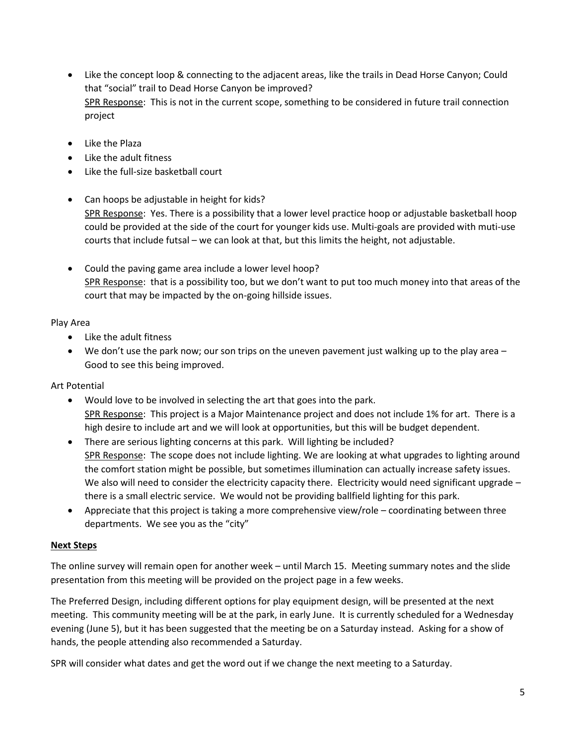- Like the concept loop & connecting to the adjacent areas, like the trails in Dead Horse Canyon; Could that "social" trail to Dead Horse Canyon be improved?
  <u>SPR Response</u>: This is not in the current scope, something to be considered in future trail connection project

- Like the Plaza
- Like the adult fitness
- Like the full-size basketball court

- Can hoops be adjustable in height for kids?
  <u>SPR Response</u>: Yes. There is a possibility that a lower level practice hoop or adjustable basketball hoop could be provided at the side of the court for younger kids use. Multi-goals are provided with muti-use courts that include futsal – we can look at that, but this limits the height, not adjustable.

- Could the paving game area include a lower level hoop?
  <u>SPR Response</u>: that is a possibility too, but we don't want to put too much money into that areas of the court that may be impacted by the on-going hillside issues.

Play Area

- Like the adult fitness
- We don't use the park now; our son trips on the uneven pavement just walking up to the play area – Good to see this being improved.

Art Potential

- Would love to be involved in selecting the art that goes into the park.
  <u>SPR Response</u>: This project is a Major Maintenance project and does not include 1% for art. There is a high desire to include art and we will look at opportunities, but this will be budget dependent.
- There are serious lighting concerns at this park. Will lighting be included?
  <u>SPR Response</u>: The scope does not include lighting. We are looking at what upgrades to lighting around the comfort station might be possible, but sometimes illumination can actually increase safety issues. We also will need to consider the electricity capacity there. Electricity would need significant upgrade – there is a small electric service. We would not be providing ballfield lighting for this park.
- Appreciate that this project is taking a more comprehensive view/role – coordinating between three departments. We see you as the "city"

**<u>Next Steps</u>**

The online survey will remain open for another week – until March 15. Meeting summary notes and the slide presentation from this meeting will be provided on the project page in a few weeks.

The Preferred Design, including different options for play equipment design, will be presented at the next meeting. This community meeting will be at the park, in early June. It is currently scheduled for a Wednesday evening (June 5), but it has been suggested that the meeting be on a Saturday instead. Asking for a show of hands, the people attending also recommended a Saturday.

SPR will consider what dates and get the word out if we change the next meeting to a Saturday.